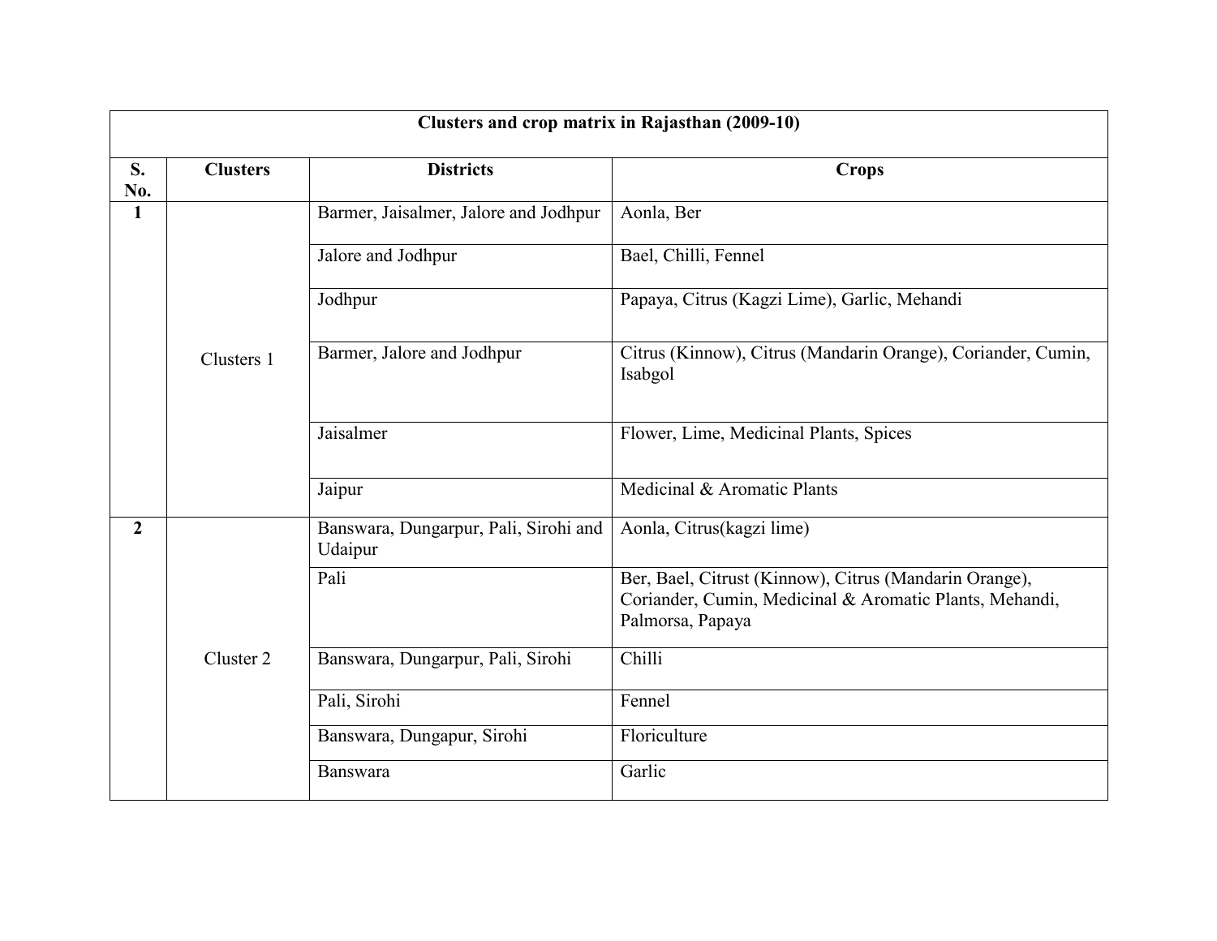| Clusters and crop matrix in Rajasthan (2009-10) | | | |
|---|---|---|---|
| **S. No.** | **Clusters** | **Districts** | **Crops** |
| **1** | Clusters 1 | Barmer, Jaisalmer, Jalore and Jodhpur | Aonla, Ber |
| | | Jalore and Jodhpur | Bael, Chilli, Fennel |
| | | Jodhpur | Papaya, Citrus (Kagzi Lime), Garlic, Mehandi |
| | | Barmer, Jalore and Jodhpur | Citrus (Kinnow), Citrus (Mandarin Orange), Coriander, Cumin, Isabgol |
| | | Jaisalmer | Flower, Lime, Medicinal Plants, Spices |
| | | Jaipur | Medicinal & Aromatic Plants |
| **2** | Cluster 2 | Banswara, Dungarpur, Pali, Sirohi and Udaipur | Aonla, Citrus(kagzi lime) |
| | | Pali | Ber, Bael, Citrust (Kinnow), Citrus (Mandarin Orange), Coriander, Cumin, Medicinal & Aromatic Plants, Mehandi, Palmorsa, Papaya |
| | | Banswara, Dungarpur, Pali, Sirohi | Chilli |
| | | Pali, Sirohi | Fennel |
| | | Banswara, Dungapur, Sirohi | Floriculture |
| | | Banswara | Garlic |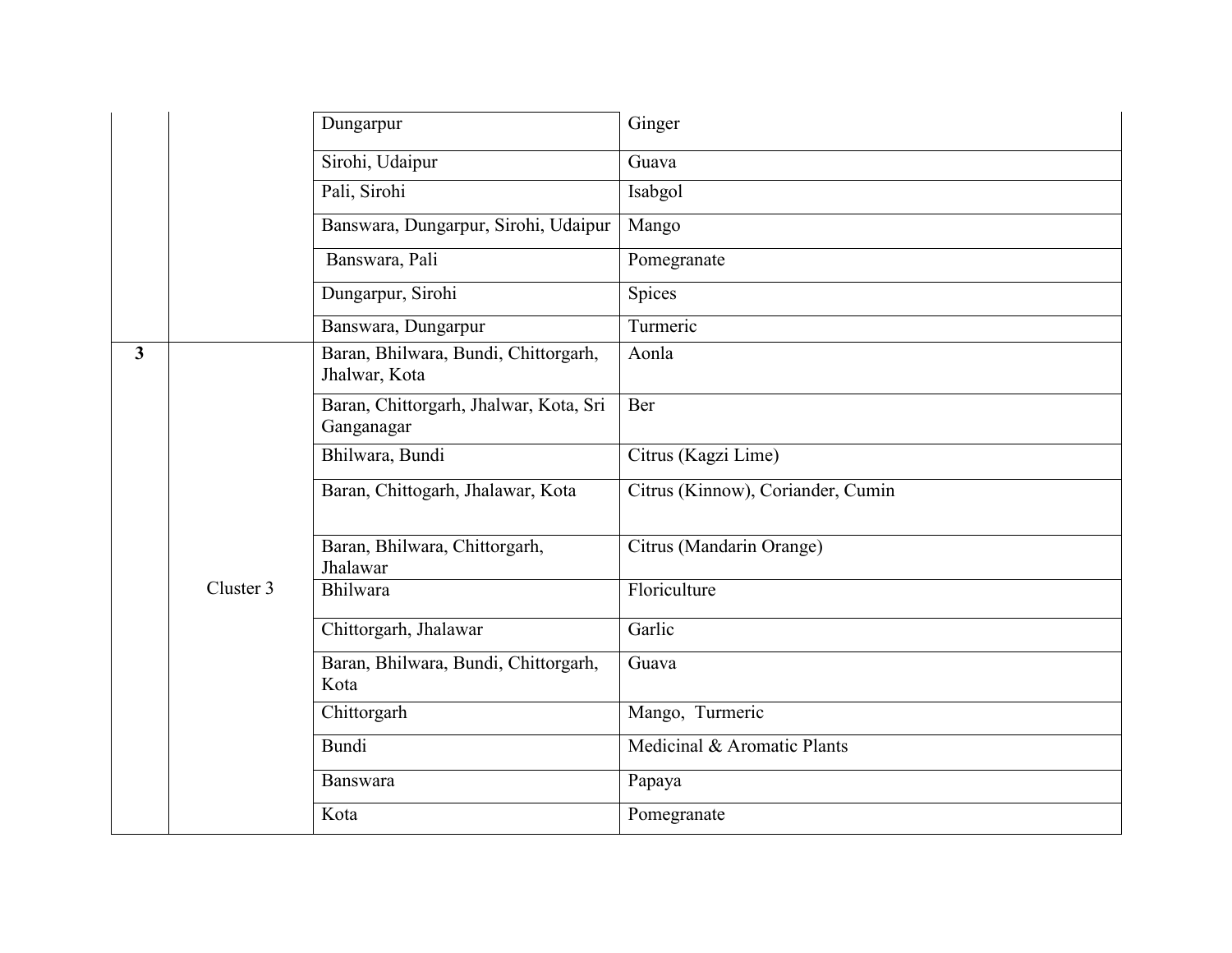| | | | |
|---|---|---|---|
| | | Dungarpur | Ginger |
| | | Sirohi, Udaipur | Guava |
| | | Pali, Sirohi | Isabgol |
| | | Banswara, Dungarpur, Sirohi, Udaipur | Mango |
| | | Banswara, Pali | Pomegranate |
| | | Dungarpur, Sirohi | Spices |
| | | Banswara, Dungarpur | Turmeric |
| **3** | Cluster 3 | Baran, Bhilwara, Bundi, Chittorgarh, Jhalwar, Kota | Aonla |
| | | Baran, Chittorgarh, Jhalwar, Kota, Sri Ganganagar | Ber |
| | | Bhilwara, Bundi | Citrus (Kagzi Lime) |
| | | Baran, Chittogarh, Jhalawar, Kota | Citrus (Kinnow), Coriander, Cumin |
| | | Baran, Bhilwara, Chittorgarh, Jhalawar | Citrus (Mandarin Orange) |
| | | Bhilwara | Floriculture |
| | | Chittorgarh, Jhalawar | Garlic |
| | | Baran, Bhilwara, Bundi, Chittorgarh, Kota | Guava |
| | | Chittorgarh | Mango, Turmeric |
| | | Bundi | Medicinal & Aromatic Plants |
| | | Banswara | Papaya |
| | | Kota | Pomegranate |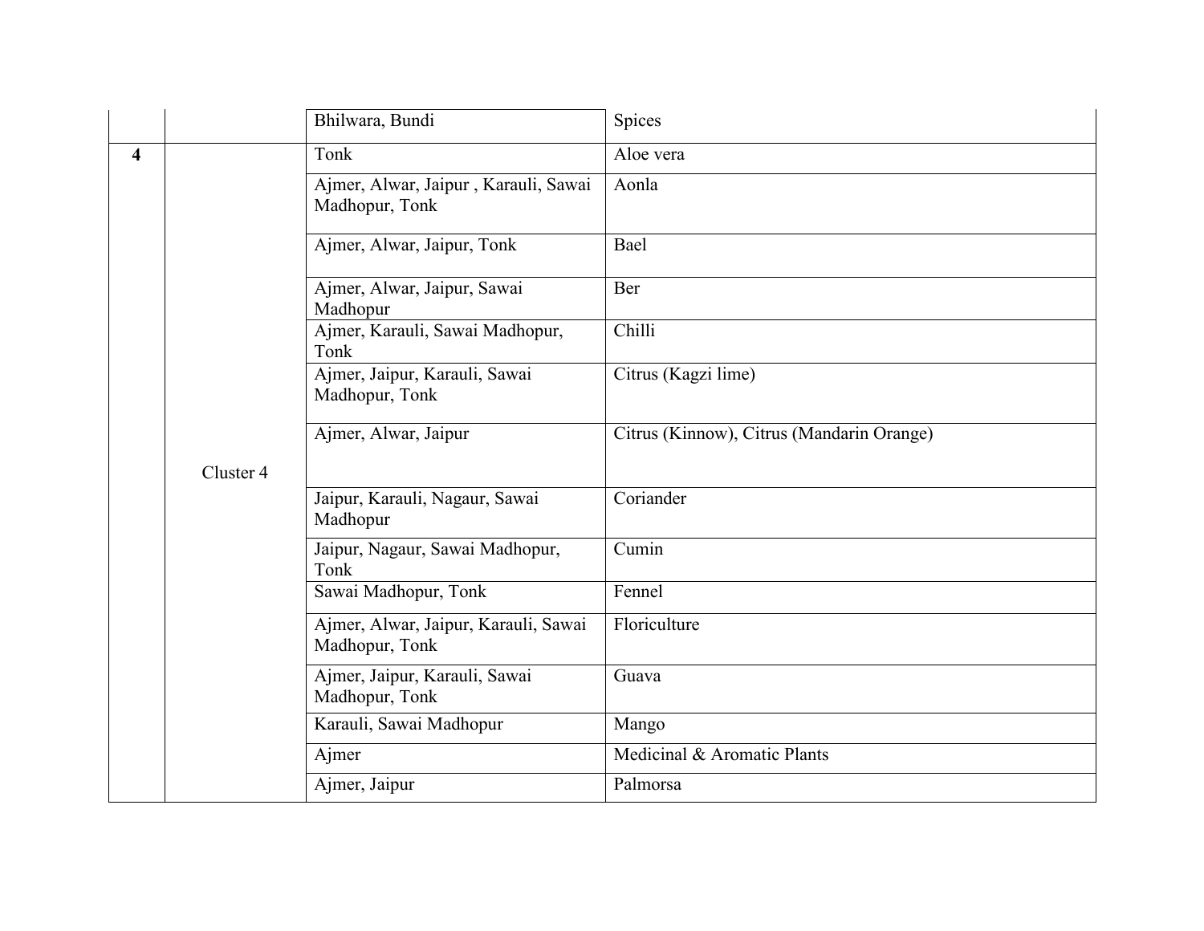| | | | |
|---|---|---|---|
| | | Bhilwara, Bundi | Spices |
| **4** | Cluster 4 | Tonk | Aloe vera |
| | | Ajmer, Alwar, Jaipur , Karauli, Sawai Madhopur, Tonk | Aonla |
| | | Ajmer, Alwar, Jaipur, Tonk | Bael |
| | | Ajmer, Alwar, Jaipur, Sawai Madhopur | Ber |
| | | Ajmer, Karauli, Sawai Madhopur, Tonk | Chilli |
| | | Ajmer, Jaipur, Karauli, Sawai Madhopur, Tonk | Citrus (Kagzi lime) |
| | | Ajmer, Alwar, Jaipur | Citrus (Kinnow), Citrus (Mandarin Orange) |
| | | Jaipur, Karauli, Nagaur, Sawai Madhopur | Coriander |
| | | Jaipur, Nagaur, Sawai Madhopur, Tonk | Cumin |
| | | Sawai Madhopur, Tonk | Fennel |
| | | Ajmer, Alwar, Jaipur, Karauli, Sawai Madhopur, Tonk | Floriculture |
| | | Ajmer, Jaipur, Karauli, Sawai Madhopur, Tonk | Guava |
| | | Karauli, Sawai Madhopur | Mango |
| | | Ajmer | Medicinal & Aromatic Plants |
| | | Ajmer, Jaipur | Palmorsa |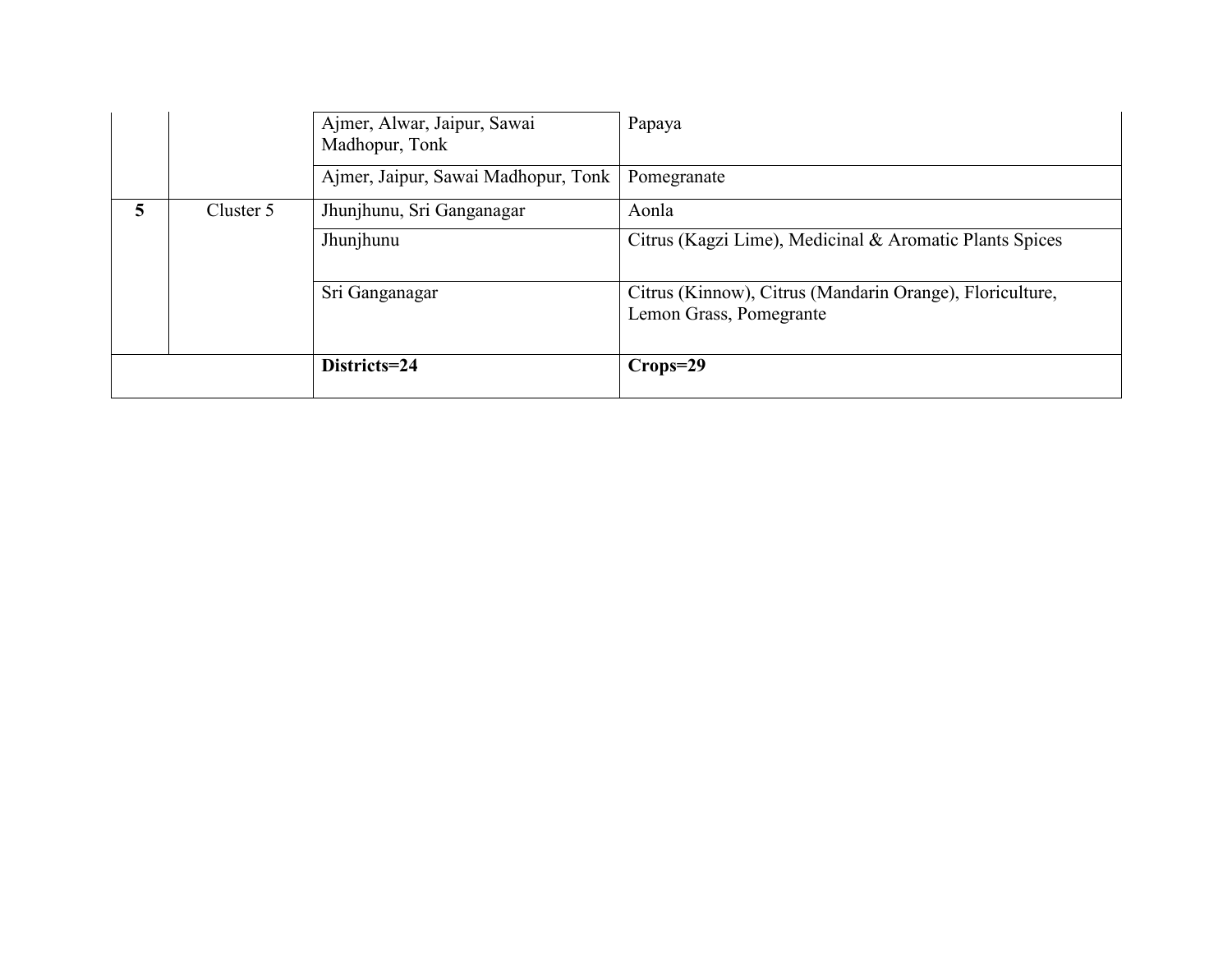| | | | |
|---|---|---|---|
| | | Ajmer, Alwar, Jaipur, Sawai Madhopur, Tonk | Papaya |
| | | Ajmer, Jaipur, Sawai Madhopur, Tonk | Pomegranate |
| **5** | Cluster 5 | Jhunjhunu, Sri Ganganagar | Aonla |
| | | Jhunjhunu | Citrus (Kagzi Lime), Medicinal & Aromatic Plants Spices |
| | | Sri Ganganagar | Citrus (Kinnow), Citrus (Mandarin Orange), Floriculture, Lemon Grass, Pomegrante |
| | | **Districts=24** | **Crops=29** |